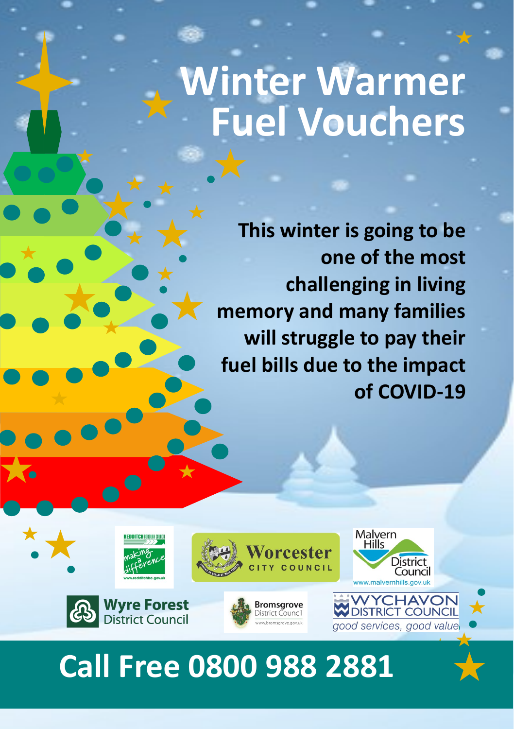# Winter Warmer Fuel Vouchers

**This winter is going to be one of the most challenging in living memory and many families will struggle to pay their fuel bills due to the impact of COVID-19**

REDDITCH BOROUGH COUNCIL making a difference www.redditchbc.gov.uk

Worcester CITY COUNCIL

Malvern Hills District Council www.malvernhills.gov.uk

Wyre Forest District Council

Bromsgrove District Council www.bromsgrove.gov.uk

WYCHAVON DISTRICT COUNCIL *good services, good value*

## Call Free 0800 988 2881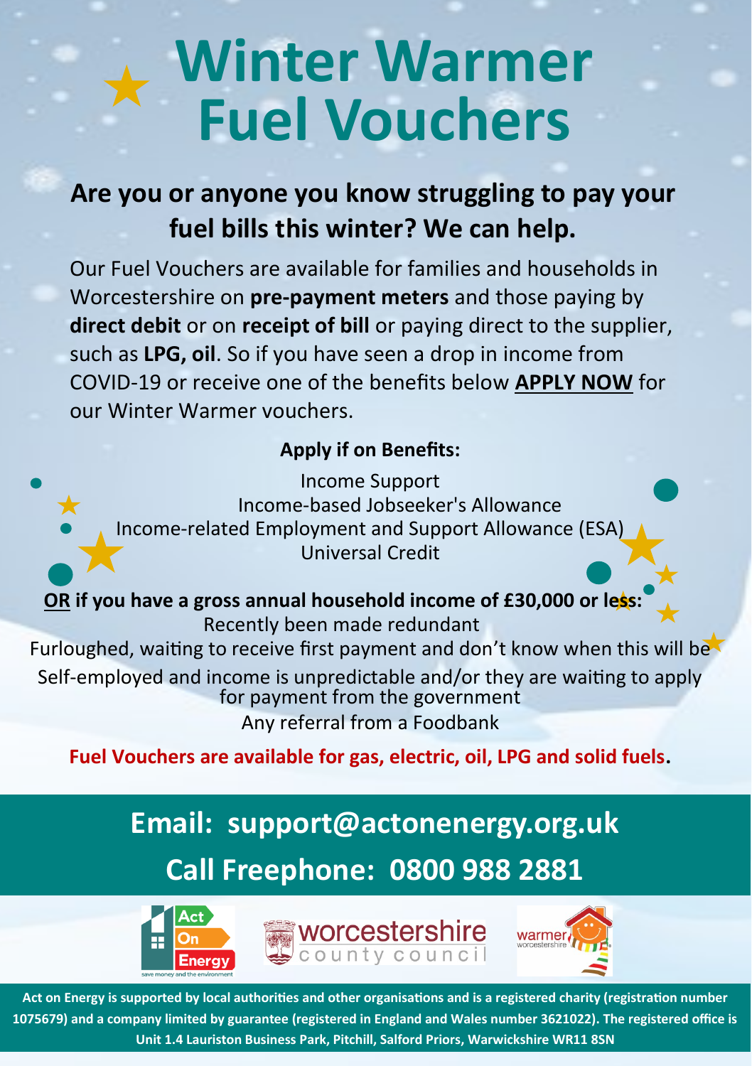# Winter Warmer Fuel Vouchers

## Are you or anyone you know struggling to pay your fuel bills this winter? We can help.

Our Fuel Vouchers are available for families and households in Worcestershire on **pre-payment meters** and those paying by **direct debit** or on **receipt of bill** or paying direct to the supplier, such as **LPG, oil**. So if you have seen a drop in income from COVID-19 or receive one of the benefits below **APPLY NOW** for our Winter Warmer vouchers.

**Apply if on Benefits:**

Income Support
Income-based Jobseeker's Allowance
Income-related Employment and Support Allowance (ESA)
Universal Credit

**OR if you have a gross annual household income of £30,000 or less:**

Recently been made redundant
Furloughed, waiting to receive first payment and don't know when this will be
Self-employed and income is unpredictable and/or they are waiting to apply for payment from the government
Any referral from a Foodbank

**Fuel Vouchers are available for gas, electric, oil, LPG and solid fuels.**

## Email: support@actonenergy.org.uk

## Call Freephone: 0800 988 2881

Act On Energy
save money and the environment

worcestershire county council

warmer worcestershire

**Act on Energy is supported by local authorities and other organisations and is a registered charity (registration number 1075679) and a company limited by guarantee (registered in England and Wales number 3621022). The registered office is Unit 1.4 Lauriston Business Park, Pitchill, Salford Priors, Warwickshire WR11 8SN**